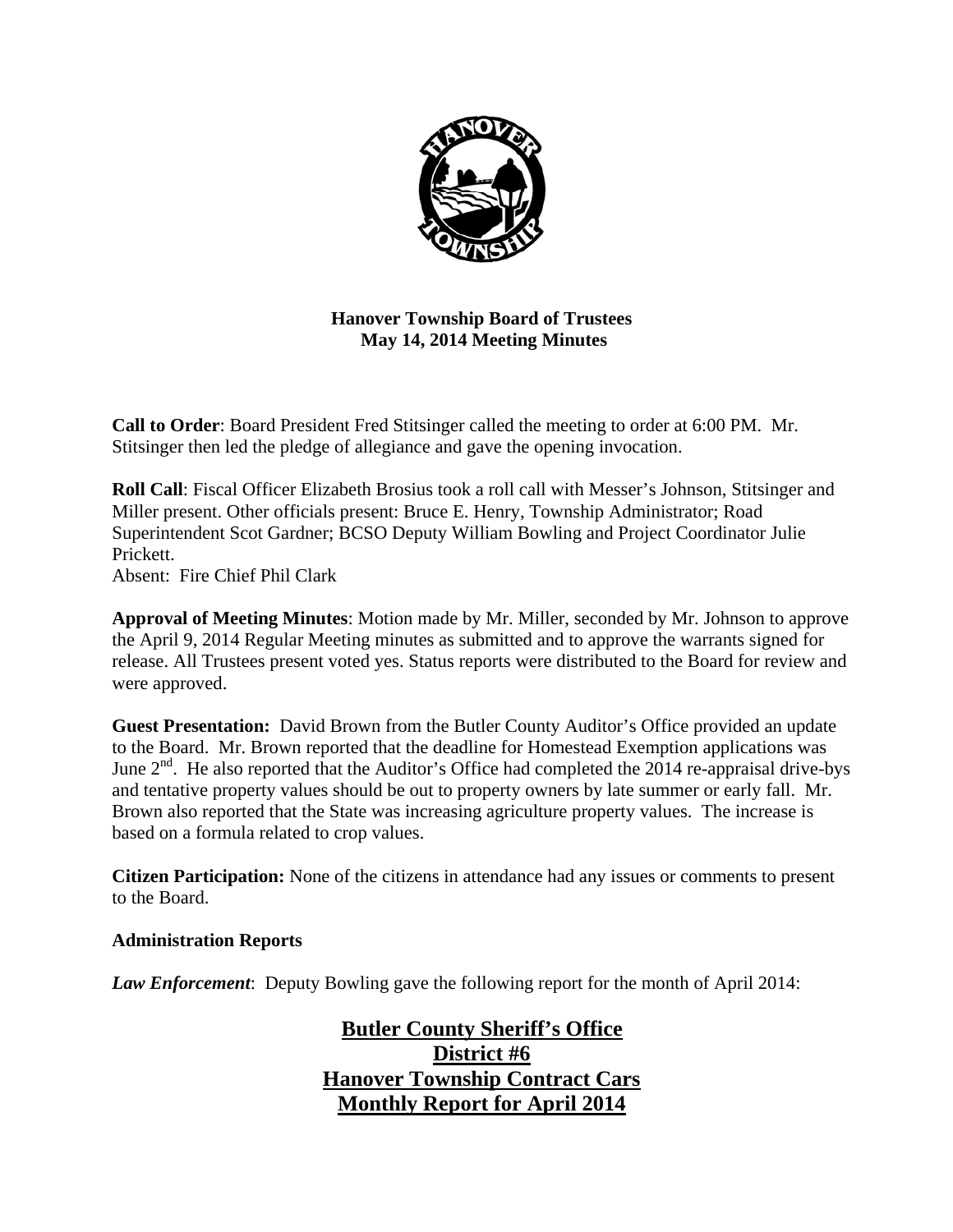# Hanover Township Board of Trustees
## May 14, 2014 Meeting Minutes

**Call to Order**: Board President Fred Stitsinger called the meeting to order at 6:00 PM. Mr. Stitsinger then led the pledge of allegiance and gave the opening invocation.

**Roll Call**: Fiscal Officer Elizabeth Brosius took a roll call with Messer's Johnson, Stitsinger and Miller present. Other officials present: Bruce E. Henry, Township Administrator; Road Superintendent Scot Gardner; BCSO Deputy William Bowling and Project Coordinator Julie Prickett.
Absent: Fire Chief Phil Clark

**Approval of Meeting Minutes**: Motion made by Mr. Miller, seconded by Mr. Johnson to approve the April 9, 2014 Regular Meeting minutes as submitted and to approve the warrants signed for release. All Trustees present voted yes. Status reports were distributed to the Board for review and were approved.

**Guest Presentation:** David Brown from the Butler County Auditor's Office provided an update to the Board. Mr. Brown reported that the deadline for Homestead Exemption applications was June 2nd. He also reported that the Auditor's Office had completed the 2014 re-appraisal drive-bys and tentative property values should be out to property owners by late summer or early fall. Mr. Brown also reported that the State was increasing agriculture property values. The increase is based on a formula related to crop values.

**Citizen Participation:** None of the citizens in attendance had any issues or comments to present to the Board.

**Administration Reports**

***Law Enforcement***: Deputy Bowling gave the following report for the month of April 2014:

## Butler County Sheriff's Office
## District #6
## Hanover Township Contract Cars
## Monthly Report for April 2014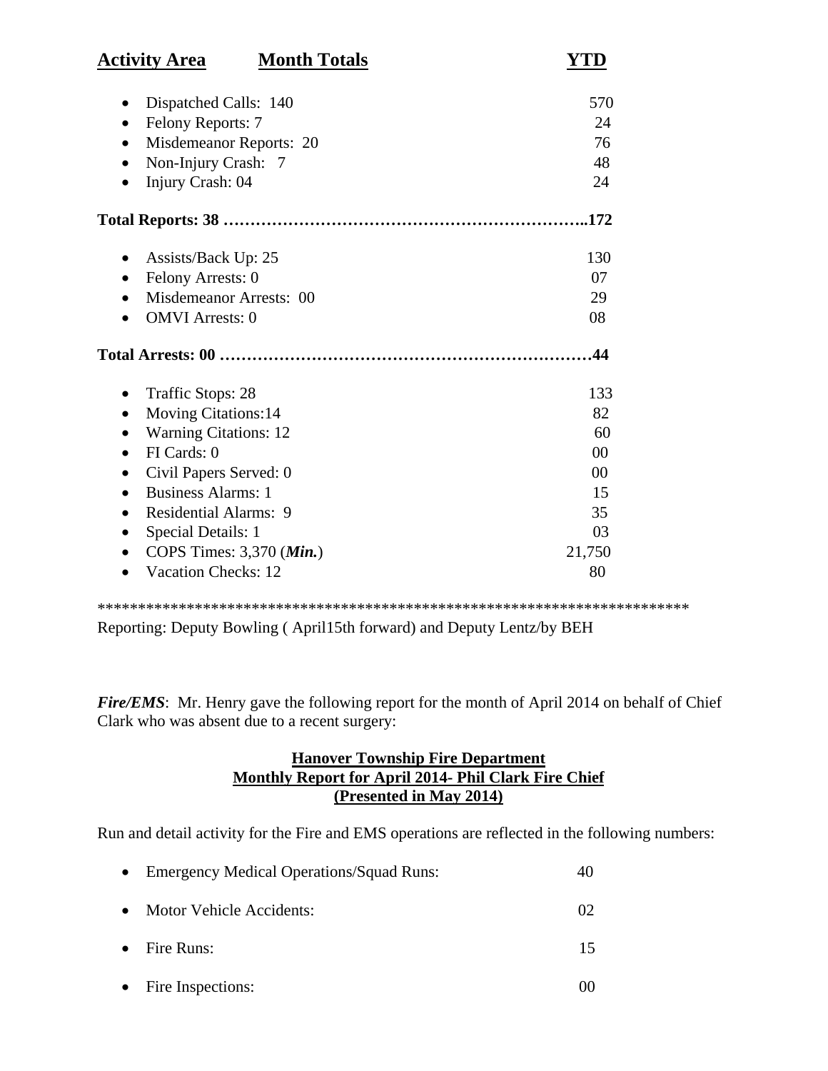| Activity Area | Month Totals | YTD |
|---|---|---|
| • Dispatched Calls: 140 | | 570 |
| • Felony Reports: 7 | | 24 |
| • Misdemeanor Reports: 20 | | 76 |
| • Non-Injury Crash: 7 | | 48 |
| • Injury Crash: 04 | | 24 |
| **Total Reports: 38** | | **172** |
| • Assists/Back Up: 25 | | 130 |
| • Felony Arrests: 0 | | 07 |
| • Misdemeanor Arrests: 00 | | 29 |
| • OMVI Arrests: 0 | | 08 |
| **Total Arrests: 00** | | **44** |
| • Traffic Stops: 28 | | 133 |
| • Moving Citations:14 | | 82 |
| • Warning Citations: 12 | | 60 |
| • FI Cards: 0 | | 00 |
| • Civil Papers Served: 0 | | 00 |
| • Business Alarms: 1 | | 15 |
| • Residential Alarms: 9 | | 35 |
| • Special Details: 1 | | 03 |
| • COPS Times: 3,370 (***Min.***) | | 21,750 |
| • Vacation Checks: 12 | | 80 |

***************************************************************************

Reporting: Deputy Bowling ( April15th forward) and Deputy Lentz/by BEH

***Fire/EMS***: Mr. Henry gave the following report for the month of April 2014 on behalf of Chief Clark who was absent due to a recent surgery:

**Hanover Township Fire Department**
**Monthly Report for April 2014- Phil Clark Fire Chief**
**(Presented in May 2014)**

Run and detail activity for the Fire and EMS operations are reflected in the following numbers:

- Emergency Medical Operations/Squad Runs: 40
- Motor Vehicle Accidents: 02
- Fire Runs: 15
- Fire Inspections: 00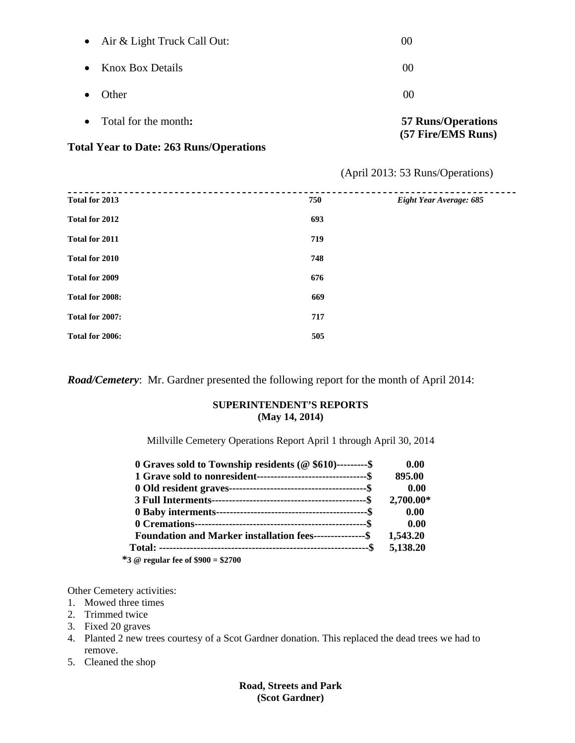- Air & Light Truck Call Out: 00
- Knox Box Details 00
- Other 00
- Total for the month**:** **57 Runs/Operations (57 Fire/EMS Runs)**

**Total Year to Date: 263 Runs/Operations**

(April 2013: 53 Runs/Operations)

---

| | | |
|---|---|---|
| **Total for 2013** | **750** | ***Eight Year Average: 685*** |
| **Total for 2012** | **693** | |
| **Total for 2011** | **719** | |
| **Total for 2010** | **748** | |
| **Total for 2009** | **676** | |
| **Total for 2008:** | **669** | |
| **Total for 2007:** | **717** | |
| **Total for 2006:** | **505** | |

***Road/Cemetery***: Mr. Gardner presented the following report for the month of April 2014:

**SUPERINTENDENT'S REPORTS**
**(May 14, 2014)**

Millville Cemetery Operations Report April 1 through April 30, 2014

| | |
|---|---|
| **0 Graves sold to Township residents (@ $610)---------$** | **0.00** |
| **1 Grave sold to nonresident--------------------------------$** | **895.00** |
| **0 Old resident graves----------------------------------------$** | **0.00** |
| **3 Full Interments---------------------------------------------$** | **2,700.00*** |
| **0 Baby interments--------------------------------------------$** | **0.00** |
| **0 Cremations-------------------------------------------------$** | **0.00** |
| **Foundation and Marker installation fees---------------$** | **1,543.20** |
| **Total: -----------------------------------------------------------$** | **5,138.20** |

***3 @ regular fee of $900 = $2700**

Other Cemetery activities:

1. Mowed three times
2. Trimmed twice
3. Fixed 20 graves
4. Planted 2 new trees courtesy of a Scot Gardner donation. This replaced the dead trees we had to remove.
5. Cleaned the shop

**Road, Streets and Park**
**(Scot Gardner)**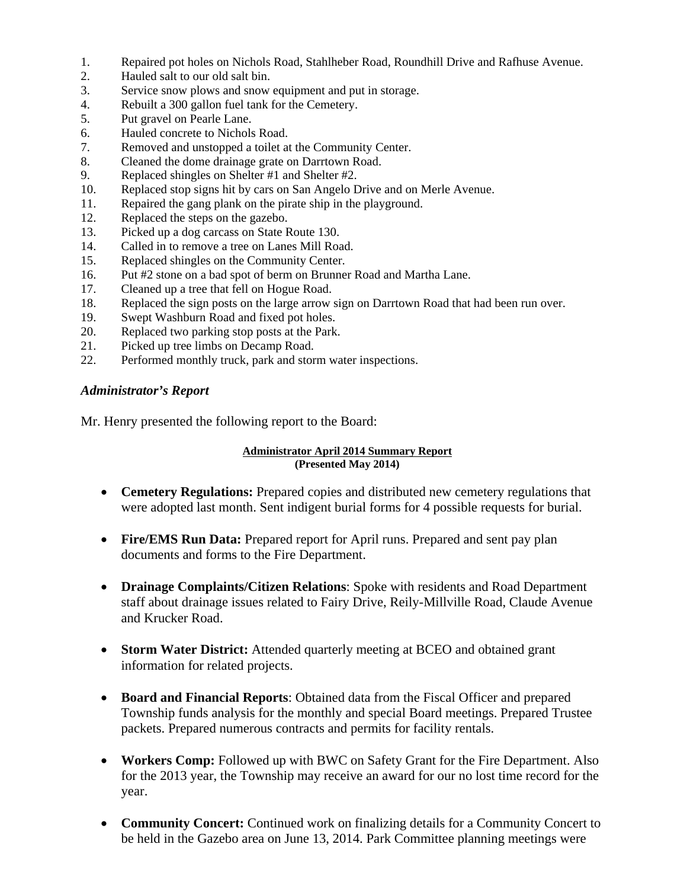1. Repaired pot holes on Nichols Road, Stahlheber Road, Roundhill Drive and Rafhuse Avenue.
2. Hauled salt to our old salt bin.
3. Service snow plows and snow equipment and put in storage.
4. Rebuilt a 300 gallon fuel tank for the Cemetery.
5. Put gravel on Pearle Lane.
6. Hauled concrete to Nichols Road.
7. Removed and unstopped a toilet at the Community Center.
8. Cleaned the dome drainage grate on Darrtown Road.
9. Replaced shingles on Shelter #1 and Shelter #2.
10. Replaced stop signs hit by cars on San Angelo Drive and on Merle Avenue.
11. Repaired the gang plank on the pirate ship in the playground.
12. Replaced the steps on the gazebo.
13. Picked up a dog carcass on State Route 130.
14. Called in to remove a tree on Lanes Mill Road.
15. Replaced shingles on the Community Center.
16. Put #2 stone on a bad spot of berm on Brunner Road and Martha Lane.
17. Cleaned up a tree that fell on Hogue Road.
18. Replaced the sign posts on the large arrow sign on Darrtown Road that had been run over.
19. Swept Washburn Road and fixed pot holes.
20. Replaced two parking stop posts at the Park.
21. Picked up tree limbs on Decamp Road.
22. Performed monthly truck, park and storm water inspections.

### *Administrator's Report*

Mr. Henry presented the following report to the Board:

**Administrator April 2014 Summary Report**
**(Presented May 2014)**

- **Cemetery Regulations:** Prepared copies and distributed new cemetery regulations that were adopted last month. Sent indigent burial forms for 4 possible requests for burial.

- **Fire/EMS Run Data:** Prepared report for April runs. Prepared and sent pay plan documents and forms to the Fire Department.

- **Drainage Complaints/Citizen Relations**: Spoke with residents and Road Department staff about drainage issues related to Fairy Drive, Reily-Millville Road, Claude Avenue and Krucker Road.

- **Storm Water District:** Attended quarterly meeting at BCEO and obtained grant information for related projects.

- **Board and Financial Reports**: Obtained data from the Fiscal Officer and prepared Township funds analysis for the monthly and special Board meetings. Prepared Trustee packets. Prepared numerous contracts and permits for facility rentals.

- **Workers Comp:** Followed up with BWC on Safety Grant for the Fire Department. Also for the 2013 year, the Township may receive an award for our no lost time record for the year.

- **Community Concert:** Continued work on finalizing details for a Community Concert to be held in the Gazebo area on June 13, 2014. Park Committee planning meetings were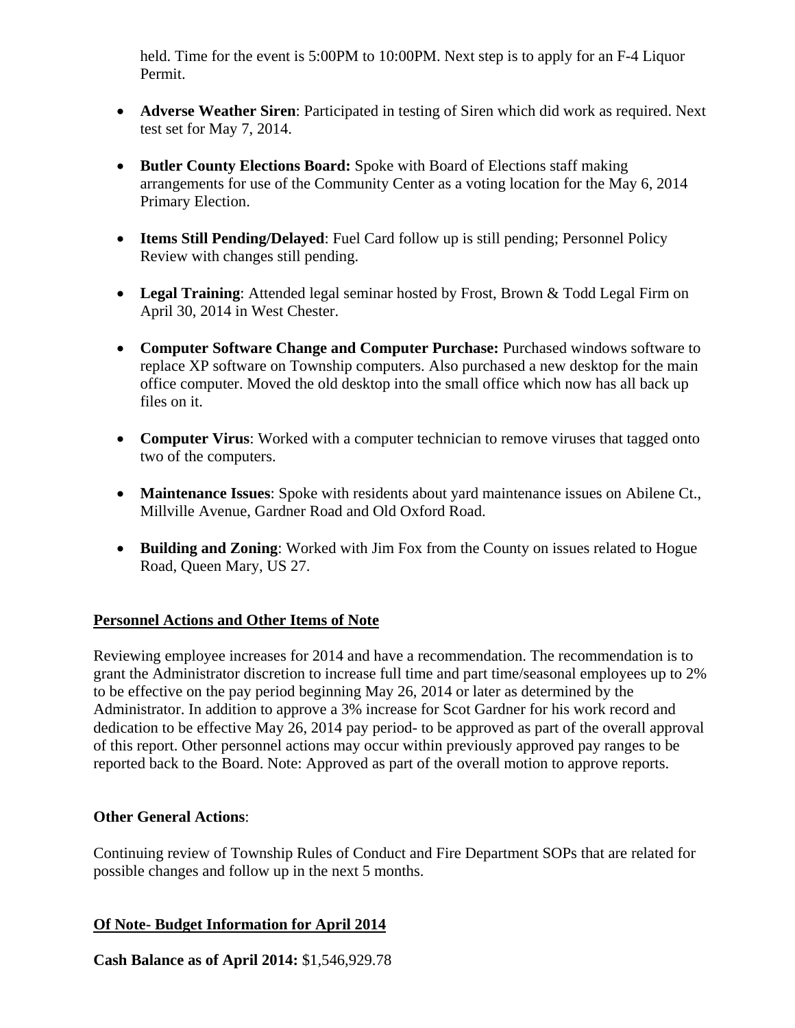held. Time for the event is 5:00PM to 10:00PM. Next step is to apply for an F-4 Liquor Permit.

- **Adverse Weather Siren**: Participated in testing of Siren which did work as required. Next test set for May 7, 2014.

- **Butler County Elections Board:** Spoke with Board of Elections staff making arrangements for use of the Community Center as a voting location for the May 6, 2014 Primary Election.

- **Items Still Pending/Delayed**: Fuel Card follow up is still pending; Personnel Policy Review with changes still pending.

- **Legal Training**: Attended legal seminar hosted by Frost, Brown & Todd Legal Firm on April 30, 2014 in West Chester.

- **Computer Software Change and Computer Purchase:** Purchased windows software to replace XP software on Township computers. Also purchased a new desktop for the main office computer. Moved the old desktop into the small office which now has all back up files on it.

- **Computer Virus**: Worked with a computer technician to remove viruses that tagged onto two of the computers.

- **Maintenance Issues**: Spoke with residents about yard maintenance issues on Abilene Ct., Millville Avenue, Gardner Road and Old Oxford Road.

- **Building and Zoning**: Worked with Jim Fox from the County on issues related to Hogue Road, Queen Mary, US 27.

**<u>Personnel Actions and Other Items of Note</u>**

Reviewing employee increases for 2014 and have a recommendation. The recommendation is to grant the Administrator discretion to increase full time and part time/seasonal employees up to 2% to be effective on the pay period beginning May 26, 2014 or later as determined by the Administrator. In addition to approve a 3% increase for Scot Gardner for his work record and dedication to be effective May 26, 2014 pay period- to be approved as part of the overall approval of this report. Other personnel actions may occur within previously approved pay ranges to be reported back to the Board. Note: Approved as part of the overall motion to approve reports.

**Other General Actions**:

Continuing review of Township Rules of Conduct and Fire Department SOPs that are related for possible changes and follow up in the next 5 months.

**<u>Of Note- Budget Information for April 2014</u>**

**Cash Balance as of April 2014:** $1,546,929.78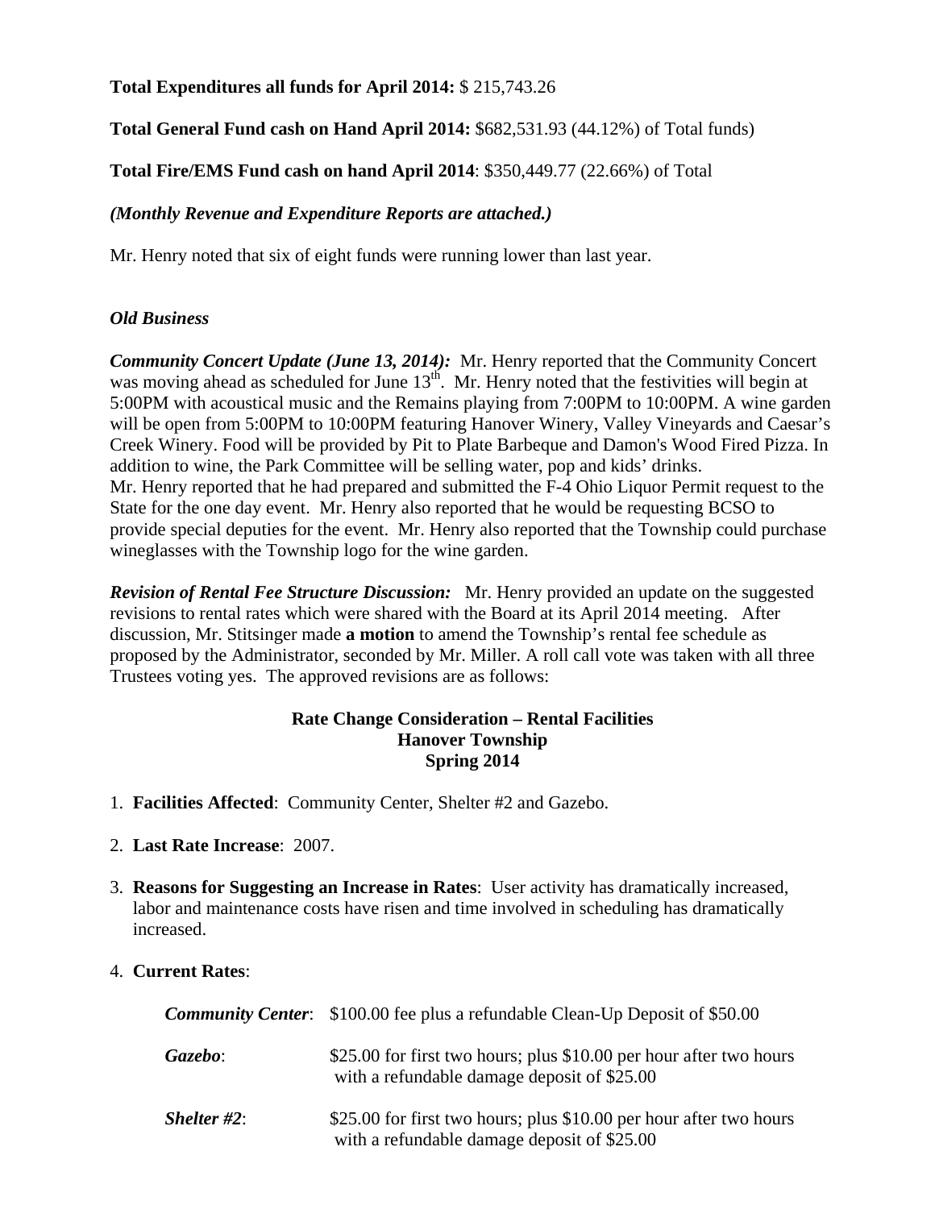**Total Expenditures all funds for April 2014:** $ 215,743.26

**Total General Fund cash on Hand April 2014:** $682,531.93 (44.12%) of Total funds)

**Total Fire/EMS Fund cash on hand April 2014**: $350,449.77 (22.66%) of Total

***(Monthly Revenue and Expenditure Reports are attached.)***

Mr. Henry noted that six of eight funds were running lower than last year.

*Old Business*

***Community Concert Update (June 13, 2014):*** Mr. Henry reported that the Community Concert was moving ahead as scheduled for June 13th. Mr. Henry noted that the festivities will begin at 5:00PM with acoustical music and the Remains playing from 7:00PM to 10:00PM. A wine garden will be open from 5:00PM to 10:00PM featuring Hanover Winery, Valley Vineyards and Caesar's Creek Winery. Food will be provided by Pit to Plate Barbeque and Damon's Wood Fired Pizza. In addition to wine, the Park Committee will be selling water, pop and kids' drinks.
Mr. Henry reported that he had prepared and submitted the F-4 Ohio Liquor Permit request to the State for the one day event. Mr. Henry also reported that he would be requesting BCSO to provide special deputies for the event. Mr. Henry also reported that the Township could purchase wineglasses with the Township logo for the wine garden.

***Revision of Rental Fee Structure Discussion:*** Mr. Henry provided an update on the suggested revisions to rental rates which were shared with the Board at its April 2014 meeting. After discussion, Mr. Stitsinger made **a motion** to amend the Township's rental fee schedule as proposed by the Administrator, seconded by Mr. Miller. A roll call vote was taken with all three Trustees voting yes. The approved revisions are as follows:

**Rate Change Consideration – Rental Facilities**
**Hanover Township**
**Spring 2014**

1. **Facilities Affected**: Community Center, Shelter #2 and Gazebo.

2. **Last Rate Increase**: 2007.

3. **Reasons for Suggesting an Increase in Rates**: User activity has dramatically increased, labor and maintenance costs have risen and time involved in scheduling has dramatically increased.

4. **Current Rates**:

   ***Community Center***: $100.00 fee plus a refundable Clean-Up Deposit of $50.00

   ***Gazebo***: $25.00 for first two hours; plus $10.00 per hour after two hours with a refundable damage deposit of $25.00

   ***Shelter #2***: $25.00 for first two hours; plus $10.00 per hour after two hours with a refundable damage deposit of $25.00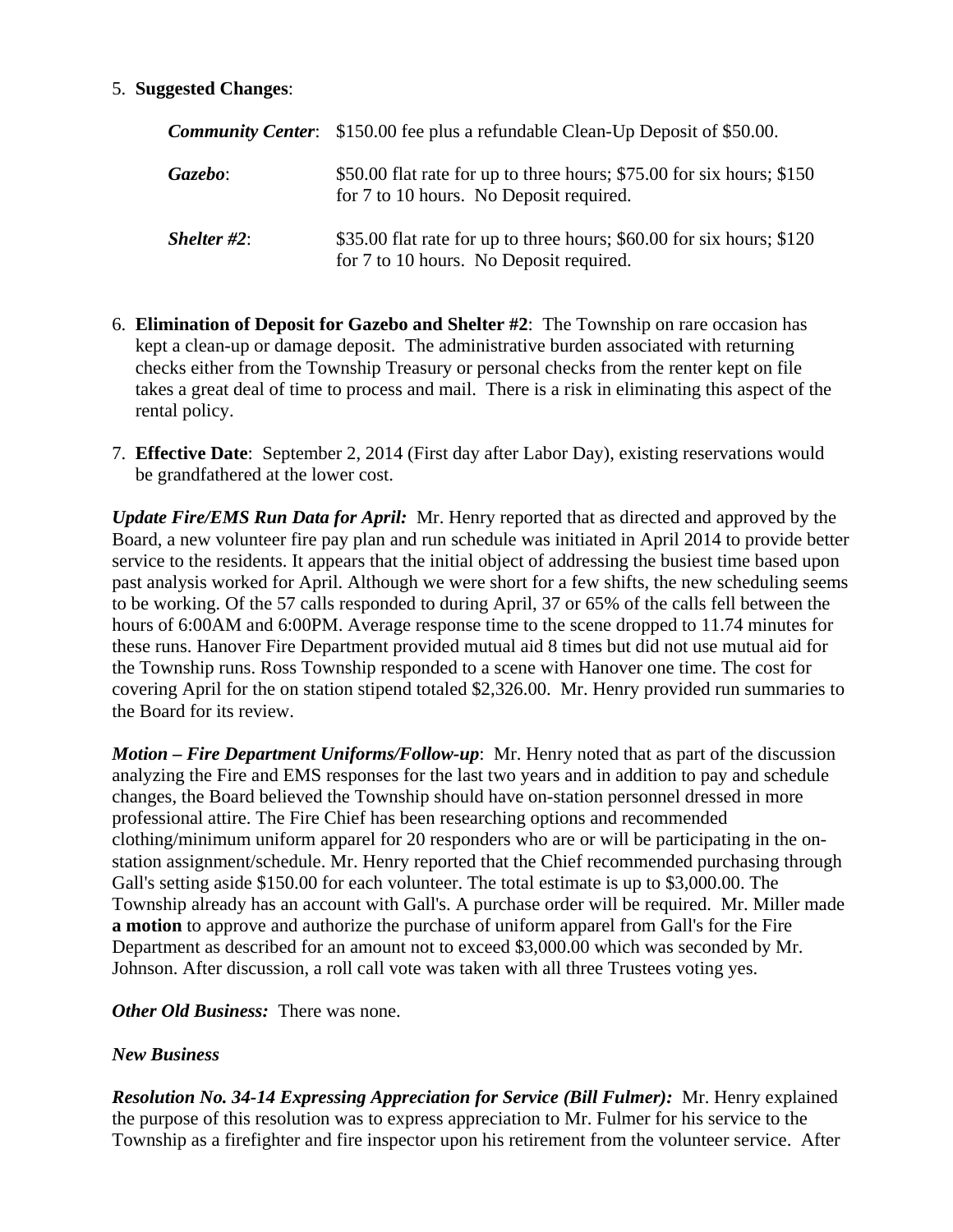5. **Suggested Changes**:

| | |
|---|---|
| ***Community Center***: | $150.00 fee plus a refundable Clean-Up Deposit of $50.00. |
| ***Gazebo***: | $50.00 flat rate for up to three hours; $75.00 for six hours; $150 for 7 to 10 hours. No Deposit required. |
| ***Shelter #2***: | $35.00 flat rate for up to three hours; $60.00 for six hours; $120 for 7 to 10 hours. No Deposit required. |

6. **Elimination of Deposit for Gazebo and Shelter #2**: The Township on rare occasion has kept a clean-up or damage deposit. The administrative burden associated with returning checks either from the Township Treasury or personal checks from the renter kept on file takes a great deal of time to process and mail. There is a risk in eliminating this aspect of the rental policy.

7. **Effective Date**: September 2, 2014 (First day after Labor Day), existing reservations would be grandfathered at the lower cost.

***Update Fire/EMS Run Data for April:*** Mr. Henry reported that as directed and approved by the Board, a new volunteer fire pay plan and run schedule was initiated in April 2014 to provide better service to the residents. It appears that the initial object of addressing the busiest time based upon past analysis worked for April. Although we were short for a few shifts, the new scheduling seems to be working. Of the 57 calls responded to during April, 37 or 65% of the calls fell between the hours of 6:00AM and 6:00PM. Average response time to the scene dropped to 11.74 minutes for these runs. Hanover Fire Department provided mutual aid 8 times but did not use mutual aid for the Township runs. Ross Township responded to a scene with Hanover one time. The cost for covering April for the on station stipend totaled $2,326.00. Mr. Henry provided run summaries to the Board for its review.

***Motion – Fire Department Uniforms/Follow-up***: Mr. Henry noted that as part of the discussion analyzing the Fire and EMS responses for the last two years and in addition to pay and schedule changes, the Board believed the Township should have on-station personnel dressed in more professional attire. The Fire Chief has been researching options and recommended clothing/minimum uniform apparel for 20 responders who are or will be participating in the on-station assignment/schedule. Mr. Henry reported that the Chief recommended purchasing through Gall's setting aside $150.00 for each volunteer. The total estimate is up to $3,000.00. The Township already has an account with Gall's. A purchase order will be required. Mr. Miller made **a motion** to approve and authorize the purchase of uniform apparel from Gall's for the Fire Department as described for an amount not to exceed $3,000.00 which was seconded by Mr. Johnson. After discussion, a roll call vote was taken with all three Trustees voting yes.

***Other Old Business:*** There was none.

***New Business***

***Resolution No. 34-14 Expressing Appreciation for Service (Bill Fulmer):*** Mr. Henry explained the purpose of this resolution was to express appreciation to Mr. Fulmer for his service to the Township as a firefighter and fire inspector upon his retirement from the volunteer service. After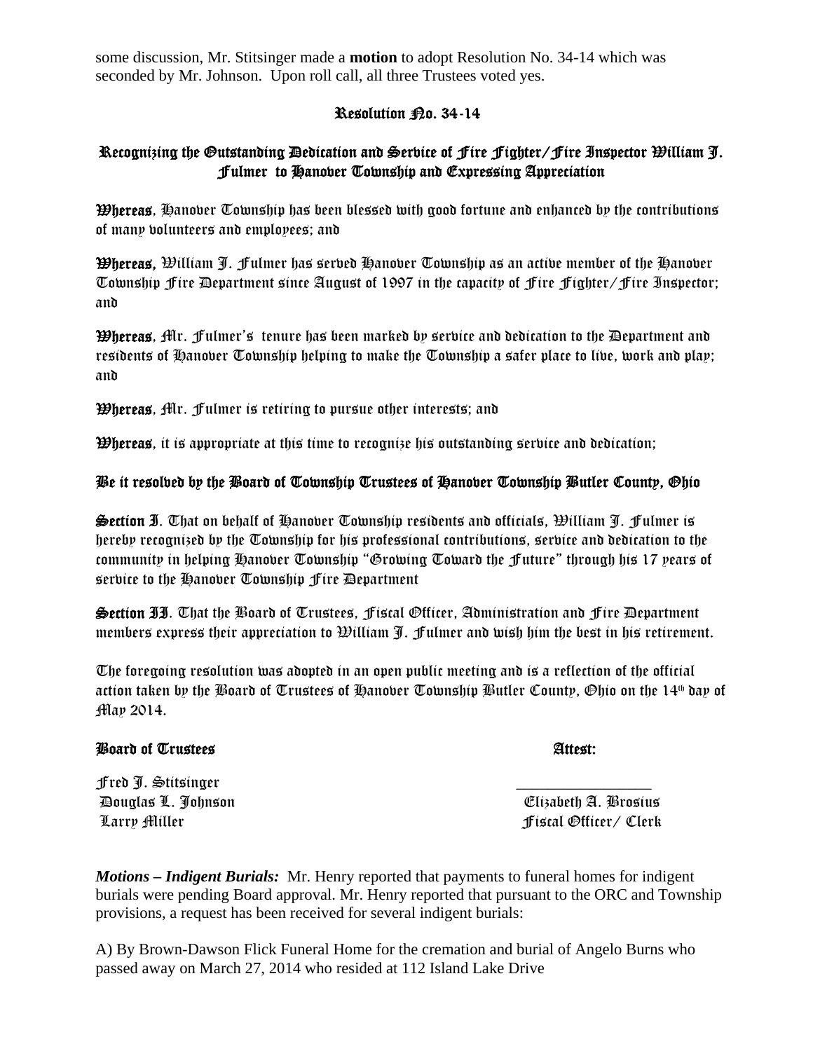some discussion, Mr. Stitsinger made a **motion** to adopt Resolution No. 34-14 which was seconded by Mr. Johnson. Upon roll call, all three Trustees voted yes.

## Resolution No. 34-14

### Recognizing the Outstanding Dedication and Service of Fire Fighter/Fire Inspector William J. Fulmer to Hanover Township and Expressing Appreciation

**Whereas**, Hanover Township has been blessed with good fortune and enhanced by the contributions of many volunteers and employees; and

**Whereas,** William J. Fulmer has served Hanover Township as an active member of the Hanover Township Fire Department since August of 1997 in the capacity of Fire Fighter/Fire Inspector; and

**Whereas**, Mr. Fulmer's tenure has been marked by service and dedication to the Department and residents of Hanover Township helping to make the Township a safer place to live, work and play; and

**Whereas**, Mr. Fulmer is retiring to pursue other interests; and

**Whereas**, it is appropriate at this time to recognize his outstanding service and dedication;

**Be it resolved by the Board of Township Trustees of Hanover Township Butler County, Ohio**

**Section I**. That on behalf of Hanover Township residents and officials, William J. Fulmer is hereby recognized by the Township for his professional contributions, service and dedication to the community in helping Hanover Township "Growing Toward the Future" through his 17 years of service to the Hanover Township Fire Department

**Section II**. That the Board of Trustees, Fiscal Officer, Administration and Fire Department members express their appreciation to William J. Fulmer and wish him the best in his retirement.

The foregoing resolution was adopted in an open public meeting and is a reflection of the official action taken by the Board of Trustees of Hanover Township Butler County, Ohio on the 14th day of May 2014.

**Board of Trustees** **Attest:**

Fred J. Stitsinger
Douglas L. Johnson
Larry Miller

_________________
Elizabeth A. Brosius
Fiscal Officer/ Clerk

***Motions – Indigent Burials:*** Mr. Henry reported that payments to funeral homes for indigent burials were pending Board approval. Mr. Henry reported that pursuant to the ORC and Township provisions, a request has been received for several indigent burials:

A) By Brown-Dawson Flick Funeral Home for the cremation and burial of Angelo Burns who passed away on March 27, 2014 who resided at 112 Island Lake Drive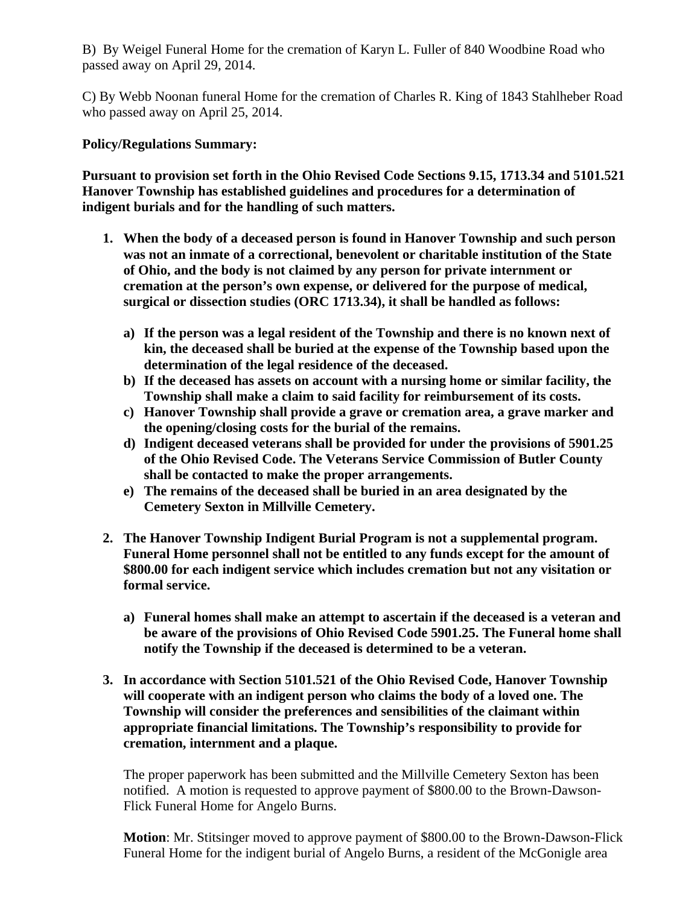B) By Weigel Funeral Home for the cremation of Karyn L. Fuller of 840 Woodbine Road who passed away on April 29, 2014.

C) By Webb Noonan funeral Home for the cremation of Charles R. King of 1843 Stahlheber Road who passed away on April 25, 2014.

**Policy/Regulations Summary:**

**Pursuant to provision set forth in the Ohio Revised Code Sections 9.15, 1713.34 and 5101.521 Hanover Township has established guidelines and procedures for a determination of indigent burials and for the handling of such matters.**

1. **When the body of a deceased person is found in Hanover Township and such person was not an inmate of a correctional, benevolent or charitable institution of the State of Ohio, and the body is not claimed by any person for private internment or cremation at the person's own expense, or delivered for the purpose of medical, surgical or dissection studies (ORC 1713.34), it shall be handled as follows:**

   a) **If the person was a legal resident of the Township and there is no known next of kin, the deceased shall be buried at the expense of the Township based upon the determination of the legal residence of the deceased.**
   b) **If the deceased has assets on account with a nursing home or similar facility, the Township shall make a claim to said facility for reimbursement of its costs.**
   c) **Hanover Township shall provide a grave or cremation area, a grave marker and the opening/closing costs for the burial of the remains.**
   d) **Indigent deceased veterans shall be provided for under the provisions of 5901.25 of the Ohio Revised Code. The Veterans Service Commission of Butler County shall be contacted to make the proper arrangements.**
   e) **The remains of the deceased shall be buried in an area designated by the Cemetery Sexton in Millville Cemetery.**

2. **The Hanover Township Indigent Burial Program is not a supplemental program. Funeral Home personnel shall not be entitled to any funds except for the amount of $800.00 for each indigent service which includes cremation but not any visitation or formal service.**

   a) **Funeral homes shall make an attempt to ascertain if the deceased is a veteran and be aware of the provisions of Ohio Revised Code 5901.25. The Funeral home shall notify the Township if the deceased is determined to be a veteran.**

3. **In accordance with Section 5101.521 of the Ohio Revised Code, Hanover Township will cooperate with an indigent person who claims the body of a loved one. The Township will consider the preferences and sensibilities of the claimant within appropriate financial limitations. The Township's responsibility to provide for cremation, internment and a plaque.**

   The proper paperwork has been submitted and the Millville Cemetery Sexton has been notified. A motion is requested to approve payment of $800.00 to the Brown-Dawson-Flick Funeral Home for Angelo Burns.

   **Motion**: Mr. Stitsinger moved to approve payment of $800.00 to the Brown-Dawson-Flick Funeral Home for the indigent burial of Angelo Burns, a resident of the McGonigle area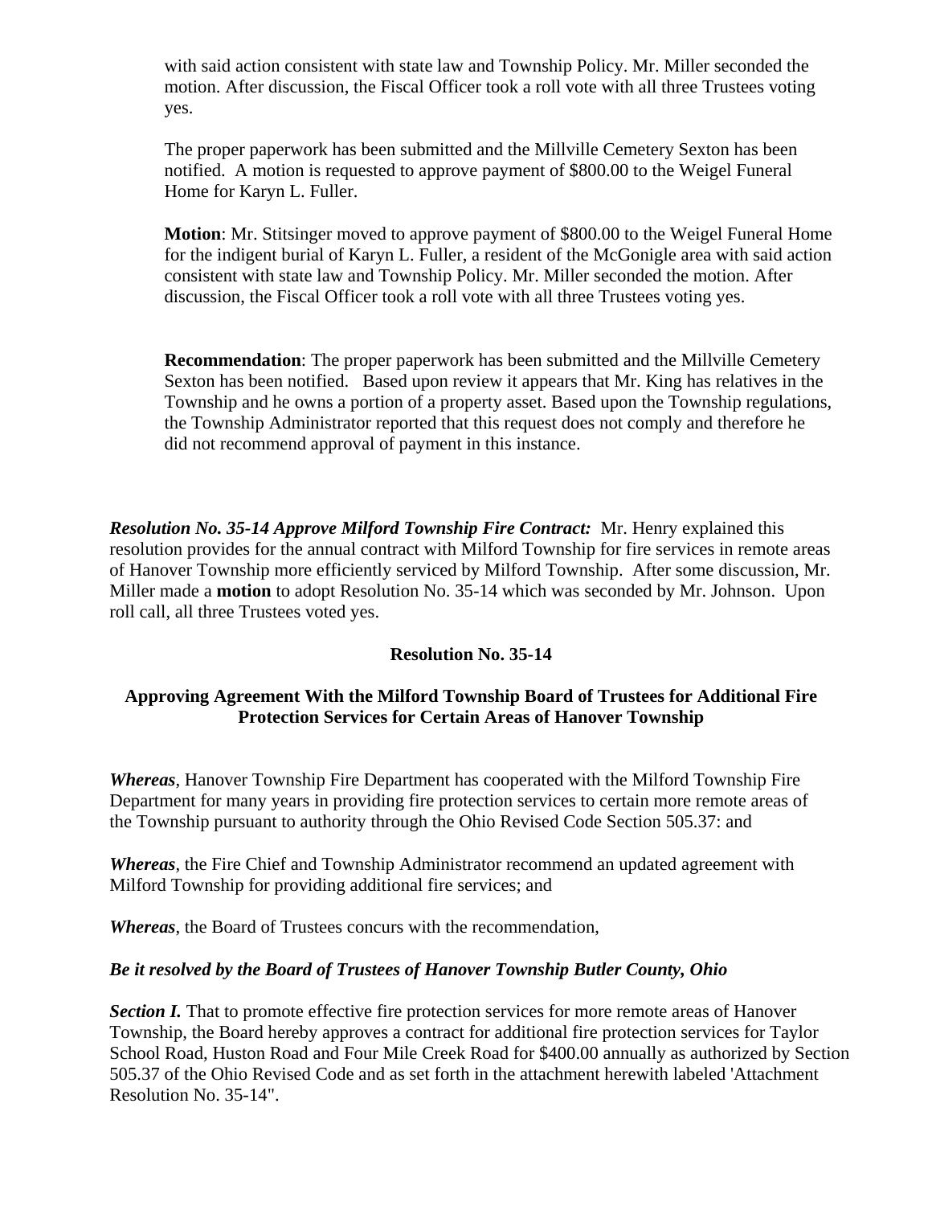with said action consistent with state law and Township Policy. Mr. Miller seconded the motion. After discussion, the Fiscal Officer took a roll vote with all three Trustees voting yes.

The proper paperwork has been submitted and the Millville Cemetery Sexton has been notified. A motion is requested to approve payment of $800.00 to the Weigel Funeral Home for Karyn L. Fuller.

**Motion**: Mr. Stitsinger moved to approve payment of $800.00 to the Weigel Funeral Home for the indigent burial of Karyn L. Fuller, a resident of the McGonigle area with said action consistent with state law and Township Policy. Mr. Miller seconded the motion. After discussion, the Fiscal Officer took a roll vote with all three Trustees voting yes.

**Recommendation**: The proper paperwork has been submitted and the Millville Cemetery Sexton has been notified. Based upon review it appears that Mr. King has relatives in the Township and he owns a portion of a property asset. Based upon the Township regulations, the Township Administrator reported that this request does not comply and therefore he did not recommend approval of payment in this instance.

***Resolution No. 35-14 Approve Milford Township Fire Contract:*** Mr. Henry explained this resolution provides for the annual contract with Milford Township for fire services in remote areas of Hanover Township more efficiently serviced by Milford Township. After some discussion, Mr. Miller made a **motion** to adopt Resolution No. 35-14 which was seconded by Mr. Johnson. Upon roll call, all three Trustees voted yes.

**Resolution No. 35-14**

**Approving Agreement With the Milford Township Board of Trustees for Additional Fire Protection Services for Certain Areas of Hanover Township**

***Whereas***, Hanover Township Fire Department has cooperated with the Milford Township Fire Department for many years in providing fire protection services to certain more remote areas of the Township pursuant to authority through the Ohio Revised Code Section 505.37: and

***Whereas***, the Fire Chief and Township Administrator recommend an updated agreement with Milford Township for providing additional fire services; and

***Whereas***, the Board of Trustees concurs with the recommendation,

***Be it resolved by the Board of Trustees of Hanover Township Butler County, Ohio***

***Section I.*** That to promote effective fire protection services for more remote areas of Hanover Township, the Board hereby approves a contract for additional fire protection services for Taylor School Road, Huston Road and Four Mile Creek Road for $400.00 annually as authorized by Section 505.37 of the Ohio Revised Code and as set forth in the attachment herewith labeled 'Attachment Resolution No. 35-14".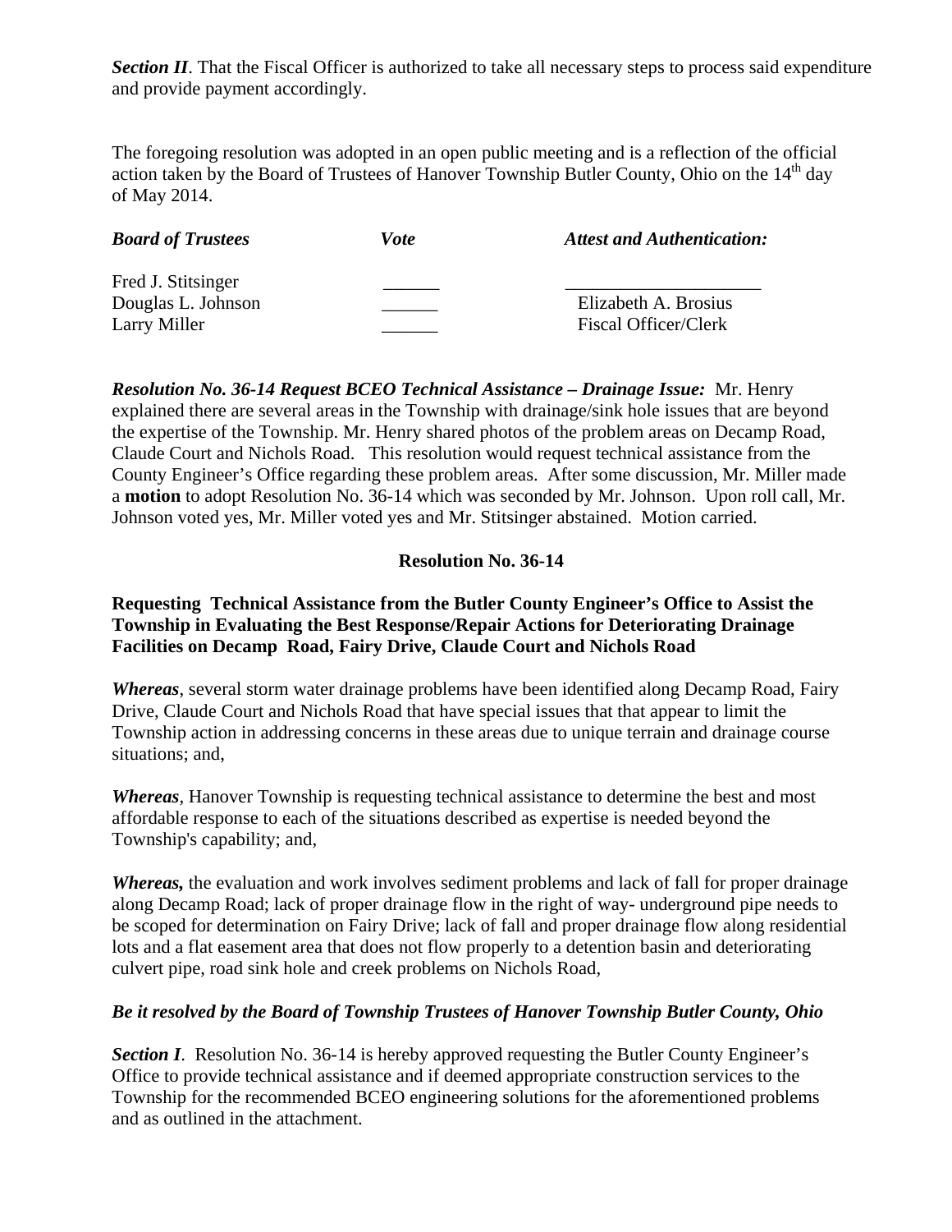***Section II***. That the Fiscal Officer is authorized to take all necessary steps to process said expenditure and provide payment accordingly.

The foregoing resolution was adopted in an open public meeting and is a reflection of the official action taken by the Board of Trustees of Hanover Township Butler County, Ohio on the 14th day of May 2014.

| ***Board of Trustees*** | ***Vote*** | ***Attest and Authentication:*** |
|---|---|---|
| Fred J. Stitsinger | ______ | _____________________ |
| Douglas L. Johnson | ______ | Elizabeth A. Brosius |
| Larry Miller | ______ | Fiscal Officer/Clerk |

***Resolution No. 36-14 Request BCEO Technical Assistance – Drainage Issue:*** Mr. Henry explained there are several areas in the Township with drainage/sink hole issues that are beyond the expertise of the Township. Mr. Henry shared photos of the problem areas on Decamp Road, Claude Court and Nichols Road. This resolution would request technical assistance from the County Engineer's Office regarding these problem areas. After some discussion, Mr. Miller made a **motion** to adopt Resolution No. 36-14 which was seconded by Mr. Johnson. Upon roll call, Mr. Johnson voted yes, Mr. Miller voted yes and Mr. Stitsinger abstained. Motion carried.

**Resolution No. 36-14**

**Requesting Technical Assistance from the Butler County Engineer's Office to Assist the Township in Evaluating the Best Response/Repair Actions for Deteriorating Drainage Facilities on Decamp Road, Fairy Drive, Claude Court and Nichols Road**

***Whereas***, several storm water drainage problems have been identified along Decamp Road, Fairy Drive, Claude Court and Nichols Road that have special issues that that appear to limit the Township action in addressing concerns in these areas due to unique terrain and drainage course situations; and,

***Whereas***, Hanover Township is requesting technical assistance to determine the best and most affordable response to each of the situations described as expertise is needed beyond the Township's capability; and,

***Whereas,*** the evaluation and work involves sediment problems and lack of fall for proper drainage along Decamp Road; lack of proper drainage flow in the right of way- underground pipe needs to be scoped for determination on Fairy Drive; lack of fall and proper drainage flow along residential lots and a flat easement area that does not flow properly to a detention basin and deteriorating culvert pipe, road sink hole and creek problems on Nichols Road,

***Be it resolved by the Board of Township Trustees of Hanover Township Butler County, Ohio***

***Section I***. Resolution No. 36-14 is hereby approved requesting the Butler County Engineer's Office to provide technical assistance and if deemed appropriate construction services to the Township for the recommended BCEO engineering solutions for the aforementioned problems and as outlined in the attachment.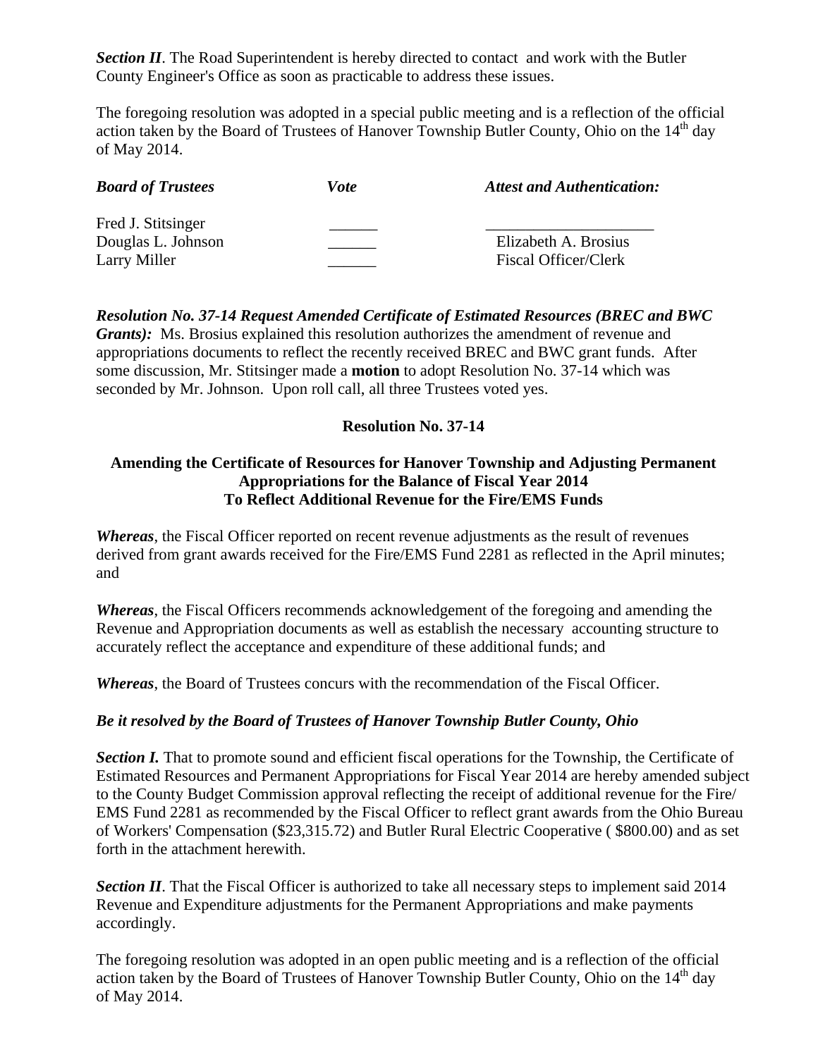***Section II***. The Road Superintendent is hereby directed to contact and work with the Butler County Engineer's Office as soon as practicable to address these issues.

The foregoing resolution was adopted in a special public meeting and is a reflection of the official action taken by the Board of Trustees of Hanover Township Butler County, Ohio on the 14th day of May 2014.

| ***Board of Trustees*** | ***Vote*** | ***Attest and Authentication:*** |
|---|---|---|
| Fred J. Stitsinger | ______ | ____________________ |
| Douglas L. Johnson | ______ | Elizabeth A. Brosius |
| Larry Miller | ______ | Fiscal Officer/Clerk |

***Resolution No. 37-14 Request Amended Certificate of Estimated Resources (BREC and BWC Grants):*** Ms. Brosius explained this resolution authorizes the amendment of revenue and appropriations documents to reflect the recently received BREC and BWC grant funds. After some discussion, Mr. Stitsinger made a **motion** to adopt Resolution No. 37-14 which was seconded by Mr. Johnson. Upon roll call, all three Trustees voted yes.

**Resolution No. 37-14**

**Amending the Certificate of Resources for Hanover Township and Adjusting Permanent Appropriations for the Balance of Fiscal Year 2014 To Reflect Additional Revenue for the Fire/EMS Funds**

***Whereas***, the Fiscal Officer reported on recent revenue adjustments as the result of revenues derived from grant awards received for the Fire/EMS Fund 2281 as reflected in the April minutes; and

***Whereas***, the Fiscal Officers recommends acknowledgement of the foregoing and amending the Revenue and Appropriation documents as well as establish the necessary accounting structure to accurately reflect the acceptance and expenditure of these additional funds; and

***Whereas***, the Board of Trustees concurs with the recommendation of the Fiscal Officer.

***Be it resolved by the Board of Trustees of Hanover Township Butler County, Ohio***

***Section I.*** That to promote sound and efficient fiscal operations for the Township, the Certificate of Estimated Resources and Permanent Appropriations for Fiscal Year 2014 are hereby amended subject to the County Budget Commission approval reflecting the receipt of additional revenue for the Fire/ EMS Fund 2281 as recommended by the Fiscal Officer to reflect grant awards from the Ohio Bureau of Workers' Compensation ($23,315.72) and Butler Rural Electric Cooperative ( $800.00) and as set forth in the attachment herewith.

***Section II***. That the Fiscal Officer is authorized to take all necessary steps to implement said 2014 Revenue and Expenditure adjustments for the Permanent Appropriations and make payments accordingly.

The foregoing resolution was adopted in an open public meeting and is a reflection of the official action taken by the Board of Trustees of Hanover Township Butler County, Ohio on the 14th day of May 2014.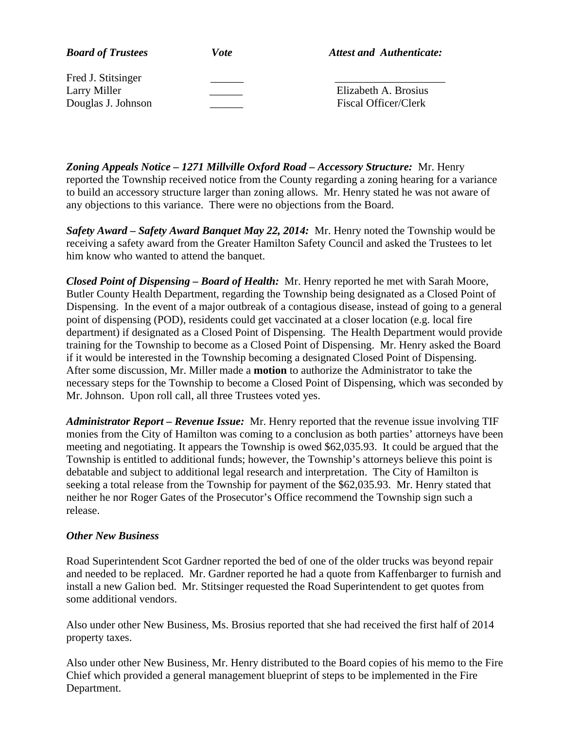| ***Board of Trustees*** | ***Vote*** | ***Attest and Authenticate:*** |
|---|---|---|
| Fred J. Stitsinger | ______ | ____________________ |
| Larry Miller | ______ | Elizabeth A. Brosius |
| Douglas J. Johnson | ______ | Fiscal Officer/Clerk |

***Zoning Appeals Notice – 1271 Millville Oxford Road – Accessory Structure:*** Mr. Henry reported the Township received notice from the County regarding a zoning hearing for a variance to build an accessory structure larger than zoning allows. Mr. Henry stated he was not aware of any objections to this variance. There were no objections from the Board.

***Safety Award – Safety Award Banquet May 22, 2014:*** Mr. Henry noted the Township would be receiving a safety award from the Greater Hamilton Safety Council and asked the Trustees to let him know who wanted to attend the banquet.

***Closed Point of Dispensing – Board of Health:*** Mr. Henry reported he met with Sarah Moore, Butler County Health Department, regarding the Township being designated as a Closed Point of Dispensing. In the event of a major outbreak of a contagious disease, instead of going to a general point of dispensing (POD), residents could get vaccinated at a closer location (e.g. local fire department) if designated as a Closed Point of Dispensing. The Health Department would provide training for the Township to become as a Closed Point of Dispensing. Mr. Henry asked the Board if it would be interested in the Township becoming a designated Closed Point of Dispensing. After some discussion, Mr. Miller made a **motion** to authorize the Administrator to take the necessary steps for the Township to become a Closed Point of Dispensing, which was seconded by Mr. Johnson. Upon roll call, all three Trustees voted yes.

***Administrator Report – Revenue Issue:*** Mr. Henry reported that the revenue issue involving TIF monies from the City of Hamilton was coming to a conclusion as both parties' attorneys have been meeting and negotiating. It appears the Township is owed $62,035.93. It could be argued that the Township is entitled to additional funds; however, the Township's attorneys believe this point is debatable and subject to additional legal research and interpretation. The City of Hamilton is seeking a total release from the Township for payment of the $62,035.93. Mr. Henry stated that neither he nor Roger Gates of the Prosecutor's Office recommend the Township sign such a release.

***Other New Business***

Road Superintendent Scot Gardner reported the bed of one of the older trucks was beyond repair and needed to be replaced. Mr. Gardner reported he had a quote from Kaffenbarger to furnish and install a new Galion bed. Mr. Stitsinger requested the Road Superintendent to get quotes from some additional vendors.

Also under other New Business, Ms. Brosius reported that she had received the first half of 2014 property taxes.

Also under other New Business, Mr. Henry distributed to the Board copies of his memo to the Fire Chief which provided a general management blueprint of steps to be implemented in the Fire Department.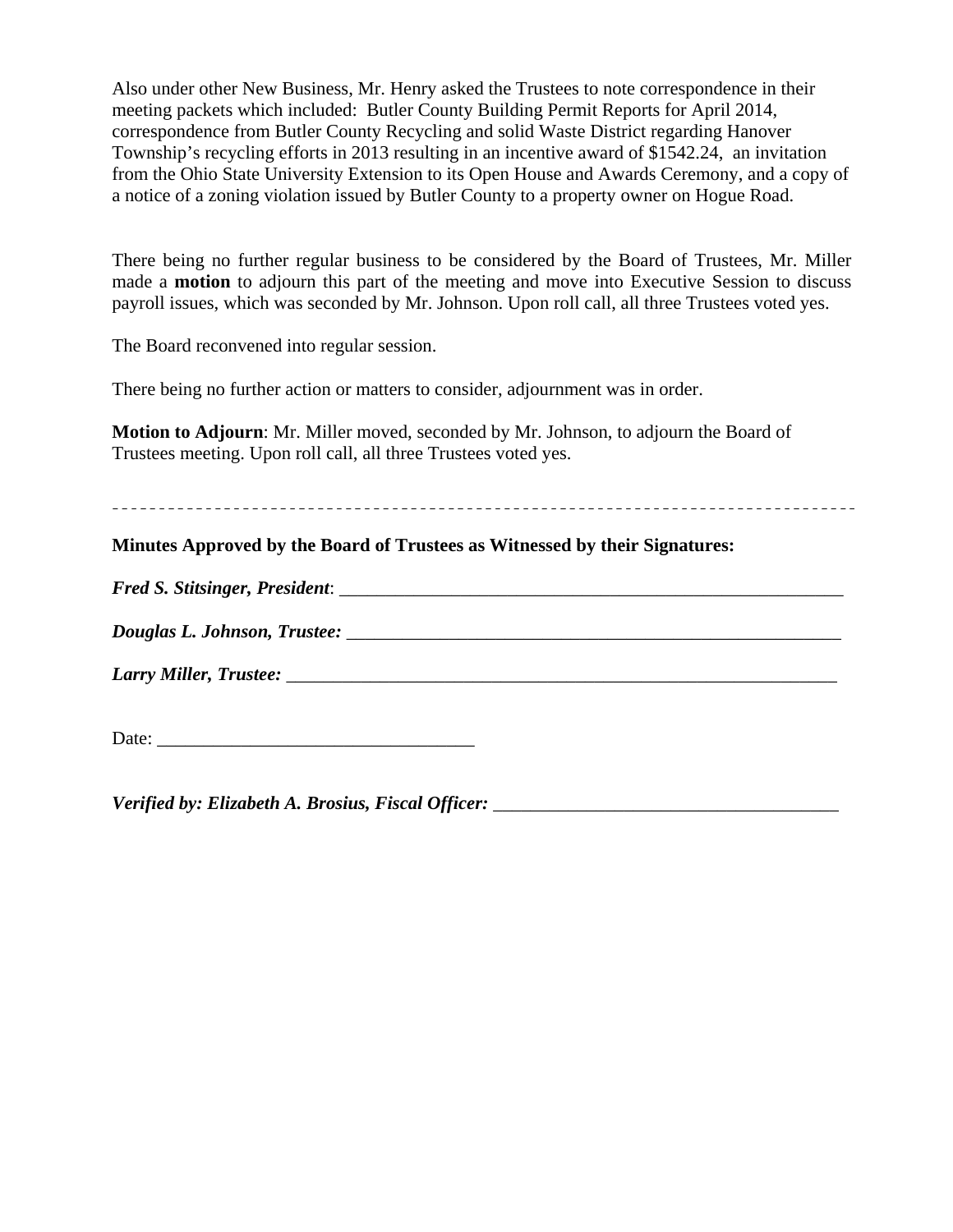Also under other New Business, Mr. Henry asked the Trustees to note correspondence in their meeting packets which included: Butler County Building Permit Reports for April 2014, correspondence from Butler County Recycling and solid Waste District regarding Hanover Township's recycling efforts in 2013 resulting in an incentive award of $1542.24, an invitation from the Ohio State University Extension to its Open House and Awards Ceremony, and a copy of a notice of a zoning violation issued by Butler County to a property owner on Hogue Road.

There being no further regular business to be considered by the Board of Trustees, Mr. Miller made a **motion** to adjourn this part of the meeting and move into Executive Session to discuss payroll issues, which was seconded by Mr. Johnson. Upon roll call, all three Trustees voted yes.

The Board reconvened into regular session.

There being no further action or matters to consider, adjournment was in order.

**Motion to Adjourn**: Mr. Miller moved, seconded by Mr. Johnson, to adjourn the Board of Trustees meeting. Upon roll call, all three Trustees voted yes.

---

**Minutes Approved by the Board of Trustees as Witnessed by their Signatures:**

***Fred S. Stitsinger, President***: ________________________________________________________

***Douglas L. Johnson, Trustee:*** ____________________________________________________

***Larry Miller, Trustee:*** __________________________________________________________

Date: _________________________________

***Verified by: Elizabeth A. Brosius, Fiscal Officer:*** _____________________________________